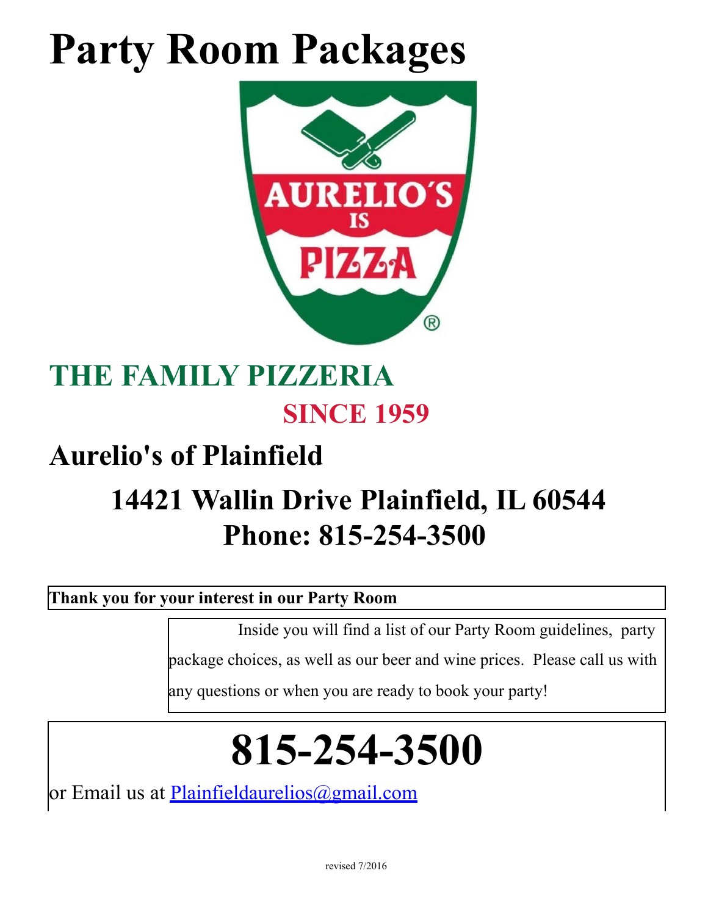# Party Room Packages

AURELIO'S IS PIZZA®

## THE FAMILY PIZZERIA

## SINCE 1959

## Aurelio's of Plainfield

## 14421 Wallin Drive Plainfield, IL 60544
## Phone: 815-254-3500

**Thank you for your interest in our Party Room**

Inside you will find a list of our Party Room guidelines, party package choices, as well as our beer and wine prices. Please call us with any questions or when you are ready to book your party!

# 815-254-3500

or Email us at Plainfieldaurelios@gmail.com

revised 7/2016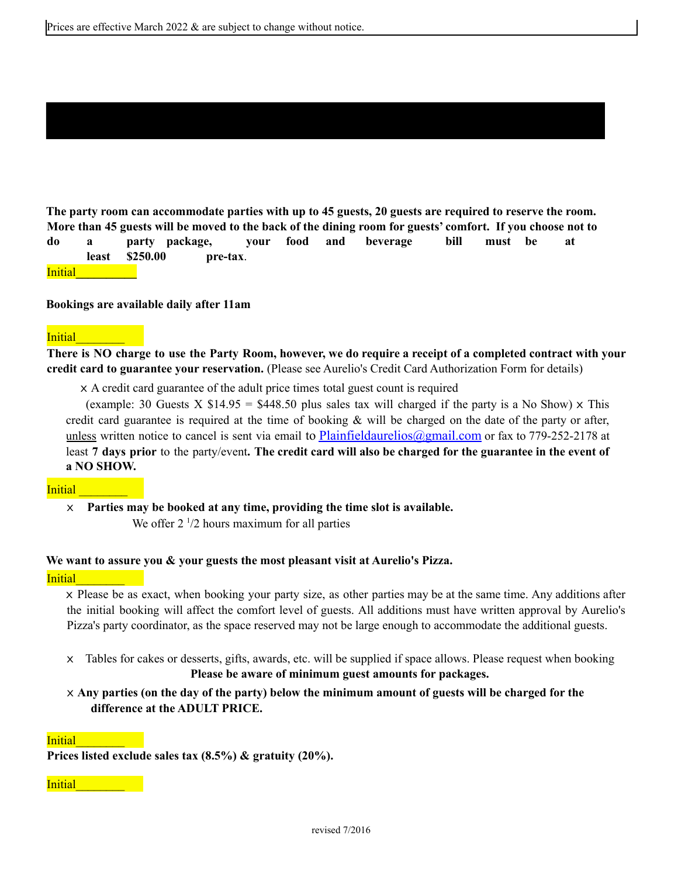Prices are effective March 2022 & are subject to change without notice.

**The party room can accommodate parties with up to 45 guests, 20 guests are required to reserve the room. More than 45 guests will be moved to the back of the dining room for guests' comfort. If you choose not to do a party package, your food and beverage bill must be at least $250.00 pre-tax**.

Initial__________

**Bookings are available daily after 11am**

Initial________

**There is NO charge to use the Party Room, however, we do require a receipt of a completed contract with your credit card to guarantee your reservation.** (Please see Aurelio's Credit Card Authorization Form for details)

- × A credit card guarantee of the adult price times total guest count is required (example: 30 Guests X $14.95 = $448.50 plus sales tax will charged if the party is a No Show)
- × This credit card guarantee is required at the time of booking & will be charged on the date of the party or after, unless written notice to cancel is sent via email to Plainfieldaurelios@gmail.com or fax to 779-252-2178 at least **7 days prior** to the party/event**. The credit card will also be charged for the guarantee in the event of a NO SHOW.**

Initial ________

- × **Parties may be booked at any time, providing the time slot is available.**
  We offer 2 1/2 hours maximum for all parties

**We want to assure you & your guests the most pleasant visit at Aurelio's Pizza.**

Initial________

- × Please be as exact, when booking your party size, as other parties may be at the same time. Any additions after the initial booking will affect the comfort level of guests. All additions must have written approval by Aurelio's Pizza's party coordinator, as the space reserved may not be large enough to accommodate the additional guests.
- × Tables for cakes or desserts, gifts, awards, etc. will be supplied if space allows. Please request when booking
  **Please be aware of minimum guest amounts for packages.**
- × **Any parties (on the day of the party) below the minimum amount of guests will be charged for the difference at the ADULT PRICE.**

Initial________

**Prices listed exclude sales tax (8.5%) & gratuity (20%).**

Initial________

revised 7/2016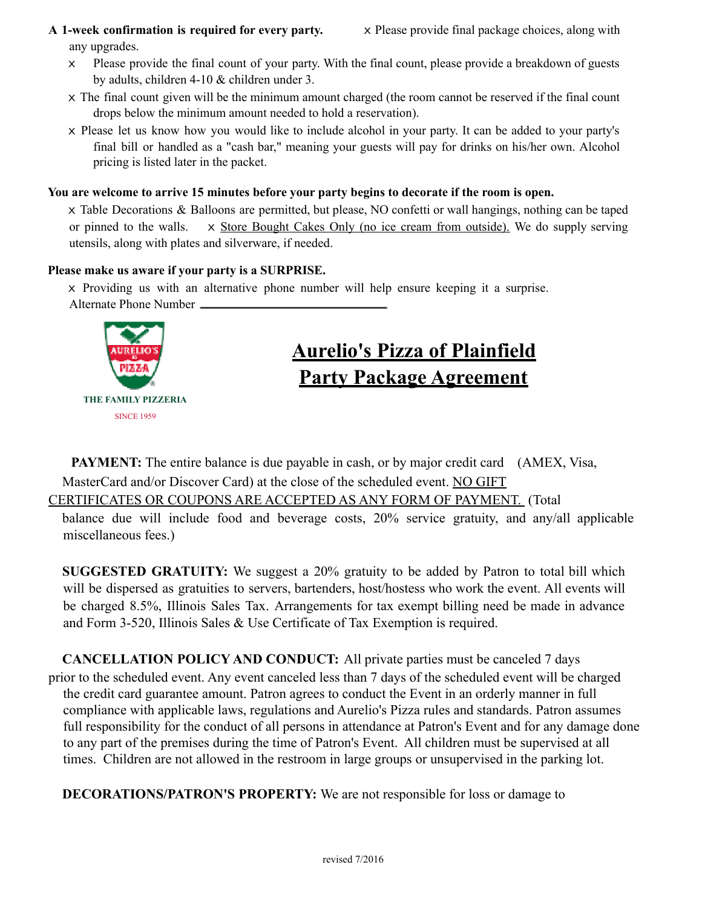**A 1-week confirmation is required for every party.**

- Please provide final package choices, along with any upgrades.
- Please provide the final count of your party. With the final count, please provide a breakdown of guests by adults, children 4-10 & children under 3.
- The final count given will be the minimum amount charged (the room cannot be reserved if the final count drops below the minimum amount needed to hold a reservation).
- Please let us know how you would like to include alcohol in your party. It can be added to your party's final bill or handled as a "cash bar," meaning your guests will pay for drinks on his/her own. Alcohol pricing is listed later in the packet.

**You are welcome to arrive 15 minutes before your party begins to decorate if the room is open.**

- Table Decorations & Balloons are permitted, but please, NO confetti or wall hangings, nothing can be taped or pinned to the walls.
- Store Bought Cakes Only (no ice cream from outside). We do supply serving utensils, along with plates and silverware, if needed.

**Please make us aware if your party is a SURPRISE.**

- Providing us with an alternative phone number will help ensure keeping it a surprise.

Alternate Phone Number ______________________

AURELIO'S PIZZA

THE FAMILY PIZZERIA

SINCE 1959

# Aurelio's Pizza of Plainfield
# Party Package Agreement

**PAYMENT:** The entire balance is due payable in cash, or by major credit card (AMEX, Visa, MasterCard and/or Discover Card) at the close of the scheduled event. NO GIFT CERTIFICATES OR COUPONS ARE ACCEPTED AS ANY FORM OF PAYMENT. (Total balance due will include food and beverage costs, 20% service gratuity, and any/all applicable miscellaneous fees.)

**SUGGESTED GRATUITY:** We suggest a 20% gratuity to be added by Patron to total bill which will be dispersed as gratuities to servers, bartenders, host/hostess who work the event. All events will be charged 8.5%, Illinois Sales Tax. Arrangements for tax exempt billing need be made in advance and Form 3-520, Illinois Sales & Use Certificate of Tax Exemption is required.

**CANCELLATION POLICY AND CONDUCT:** All private parties must be canceled 7 days prior to the scheduled event. Any event canceled less than 7 days of the scheduled event will be charged the credit card guarantee amount. Patron agrees to conduct the Event in an orderly manner in full compliance with applicable laws, regulations and Aurelio's Pizza rules and standards. Patron assumes full responsibility for the conduct of all persons in attendance at Patron's Event and for any damage done to any part of the premises during the time of Patron's Event. All children must be supervised at all times. Children are not allowed in the restroom in large groups or unsupervised in the parking lot.

**DECORATIONS/PATRON'S PROPERTY:** We are not responsible for loss or damage to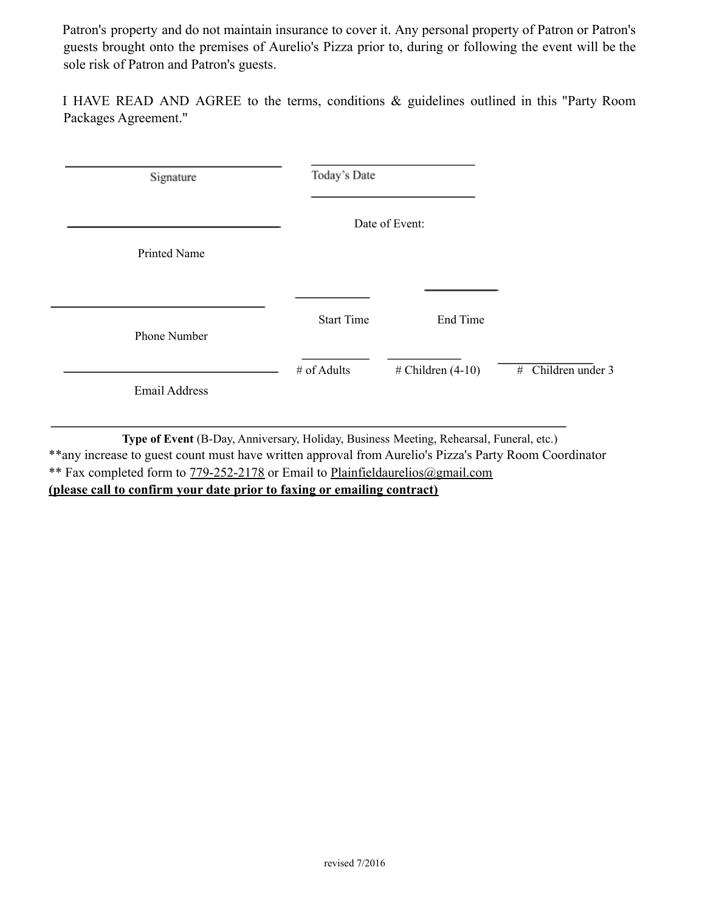Patron's property and do not maintain insurance to cover it. Any personal property of Patron or Patron's guests brought onto the premises of Aurelio's Pizza prior to, during or following the event will be the sole risk of Patron and Patron's guests.

I HAVE READ AND AGREE to the terms, conditions & guidelines outlined in this "Party Room Packages Agreement."

\_\_\_\_\_\_\_\_\_\_\_\_\_\_\_\_\_\_\_\_\_\_\_\_\_\_\_\_\_\_ Signature

\_\_\_\_\_\_\_\_\_\_\_\_\_\_\_\_\_\_\_\_\_\_\_\_ Today's Date

\_\_\_\_\_\_\_\_\_\_\_\_\_\_\_\_\_\_\_\_\_\_\_\_ Date of Event:

\_\_\_\_\_\_\_\_\_\_\_\_\_\_\_\_\_\_\_\_\_\_\_\_\_\_\_\_\_\_ Printed Name

\_\_\_\_\_\_\_\_\_\_\_\_\_\_\_\_\_\_\_\_\_\_\_\_\_\_\_\_\_\_ Phone Number

\_\_\_\_\_\_\_\_\_\_ Start Time &nbsp;&nbsp; \_\_\_\_\_\_\_\_\_\_ End Time

\_\_\_\_\_\_\_\_\_\_\_\_\_\_\_\_\_\_\_\_\_\_\_\_\_\_\_\_\_\_ Email Address

\_\_\_\_\_\_\_\_\_\_ # of Adults &nbsp;&nbsp; \_\_\_\_\_\_\_\_\_\_ # Children (4-10) &nbsp;&nbsp; \_\_\_\_\_\_\_\_\_\_ # Children under 3

\_\_\_\_\_\_\_\_\_\_\_\_\_\_\_\_\_\_\_\_\_\_\_\_\_\_\_\_\_\_\_\_\_\_\_\_\_\_\_\_\_\_\_\_\_\_\_\_\_\_\_\_\_\_\_\_\_\_\_\_\_\_

**Type of Event** (B-Day, Anniversary, Holiday, Business Meeting, Rehearsal, Funeral, etc.)

**any increase to guest count must have written approval from Aurelio's Pizza's Party Room Coordinator

** Fax completed form to 779-252-2178 or Email to Plainfieldaurelios@gmail.com

**(please call to confirm your date prior to faxing or emailing contract)**

revised 7/2016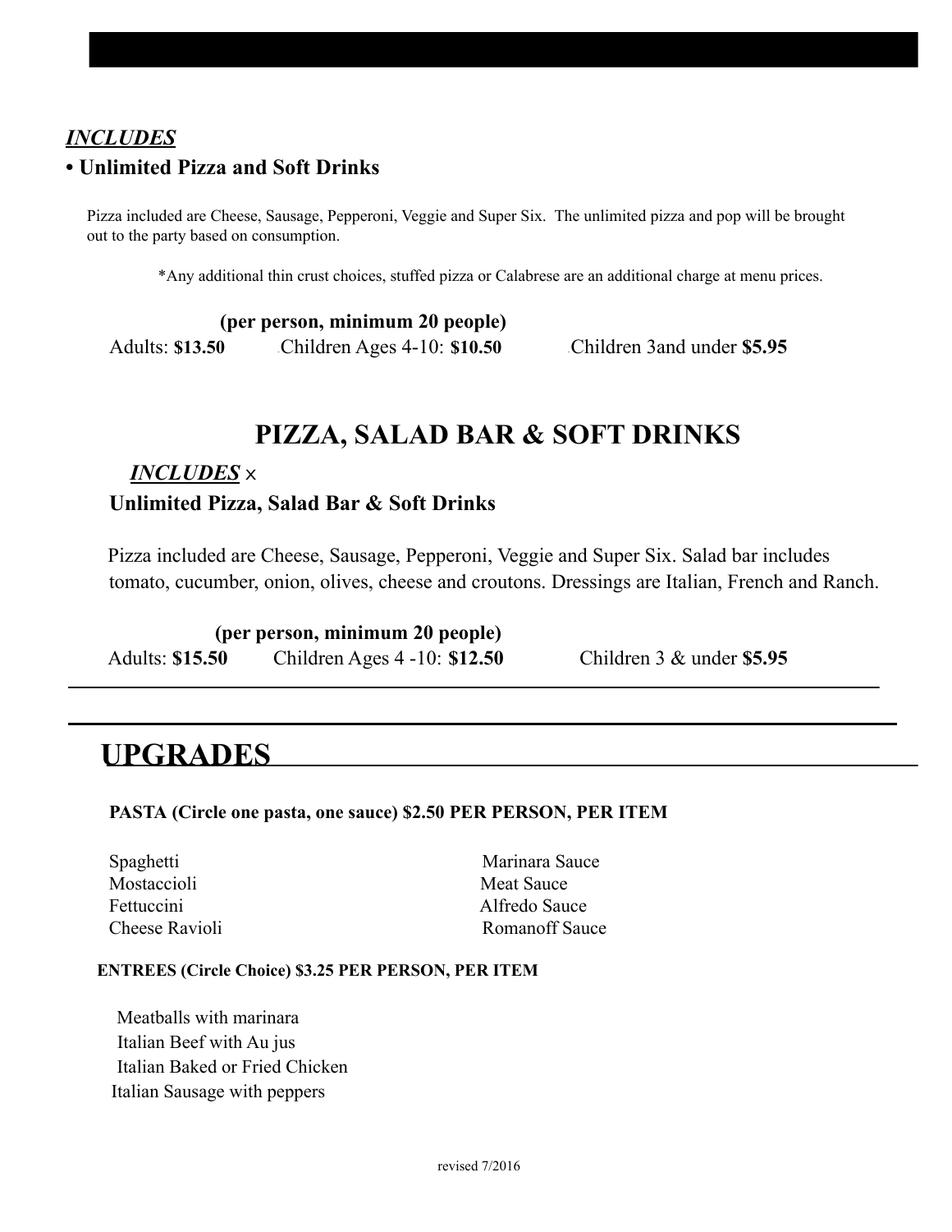*INCLUDES*

**• Unlimited Pizza and Soft Drinks**

Pizza included are Cheese, Sausage, Pepperoni, Veggie and Super Six. The unlimited pizza and pop will be brought out to the party based on consumption.

*Any additional thin crust choices, stuffed pizza or Calabrese are an additional charge at menu prices.

**(per person, minimum 20 people)**

Adults: **$13.50** Children Ages 4-10: **$10.50** Children 3and under **$5.95**

## PIZZA, SALAD BAR & SOFT DRINKS

***INCLUDES*** ×

**Unlimited Pizza, Salad Bar & Soft Drinks**

Pizza included are Cheese, Sausage, Pepperoni, Veggie and Super Six. Salad bar includes tomato, cucumber, onion, olives, cheese and croutons. Dressings are Italian, French and Ranch.

**(per person, minimum 20 people)**

Adults: **$15.50** Children Ages 4 -10: **$12.50** Children 3 & under **$5.95**

---

## UPGRADES

**PASTA (Circle one pasta, one sauce) $2.50 PER PERSON, PER ITEM**

| Pasta | Sauce |
|---|---|
| Spaghetti | Marinara Sauce |
| Mostaccioli | Meat Sauce |
| Fettuccini | Alfredo Sauce |
| Cheese Ravioli | Romanoff Sauce |

**ENTREES (Circle Choice) $3.25 PER PERSON, PER ITEM**

Meatballs with marinara
Italian Beef with Au jus
Italian Baked or Fried Chicken
Italian Sausage with peppers

revised 7/2016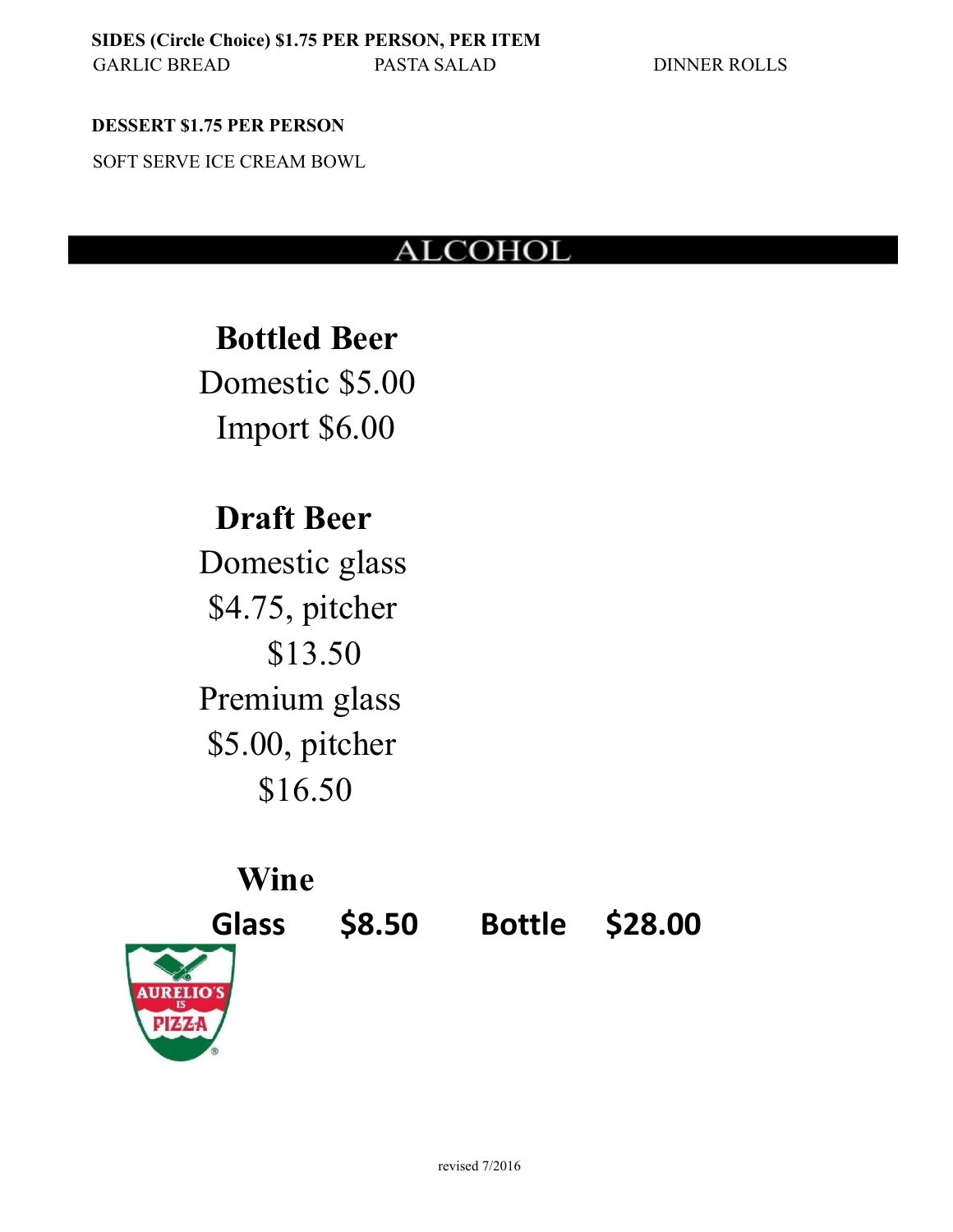**SIDES (Circle Choice) $1.75 PER PERSON, PER ITEM**

GARLIC BREAD PASTA SALAD DINNER ROLLS

**DESSERT $1.75 PER PERSON**

SOFT SERVE ICE CREAM BOWL

# ALCOHOL

## Bottled Beer

Domestic $5.00

Import $6.00

## Draft Beer

Domestic glass $4.75, pitcher $13.50

Premium glass $5.00, pitcher $16.50

## Wine

**Glass $8.50 Bottle $28.00**

revised 7/2016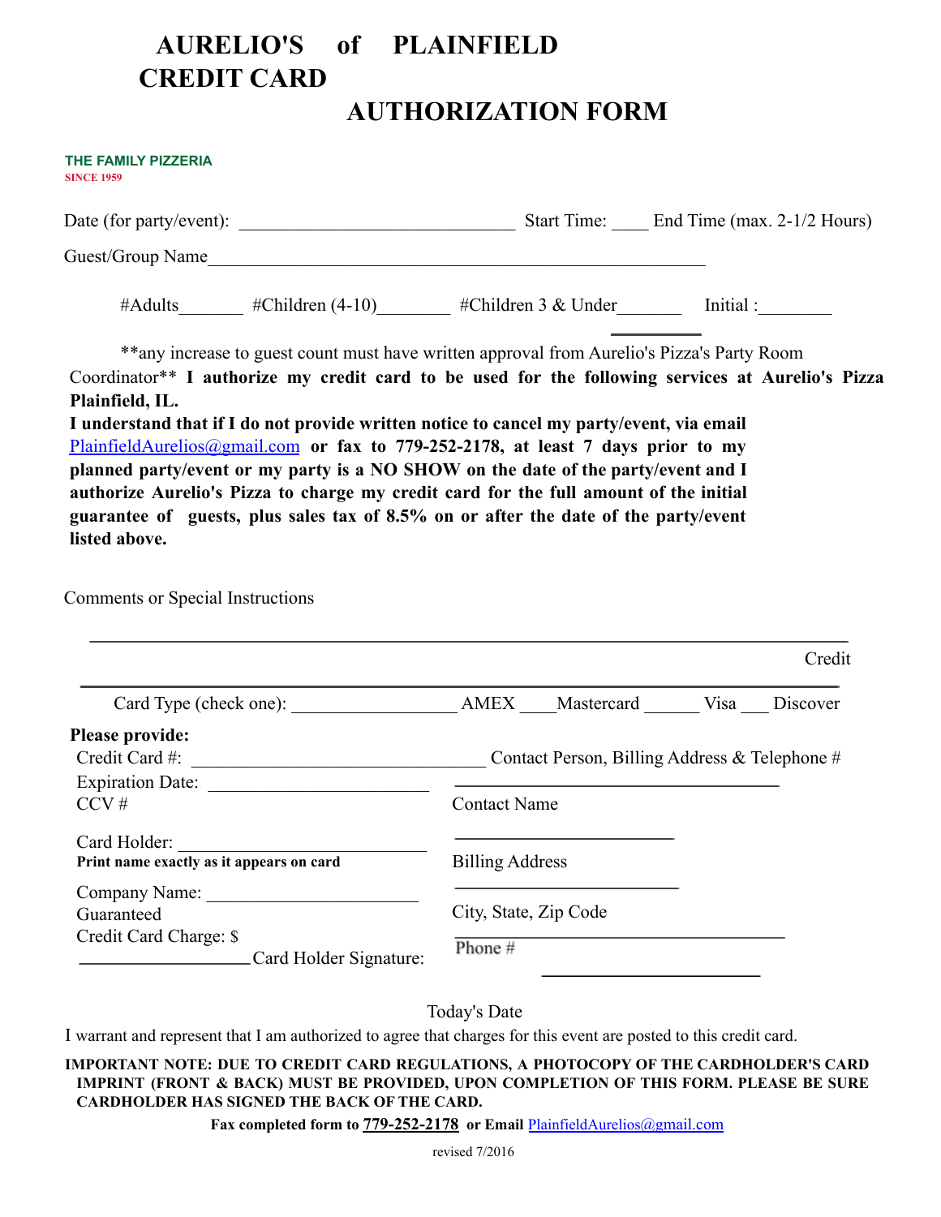# AURELIO'S of PLAINFIELD CREDIT CARD AUTHORIZATION FORM

**THE FAMILY PIZZERIA**
**SINCE 1959**

Date (for party/event): ______________________________ Start Time: ____ End Time (max. 2-1/2 Hours)

Guest/Group Name______________________________________________________

#Adults_______ #Children (4-10)________ #Children 3 & Under_______ Initial :________

**any increase to guest count must have written approval from Aurelio's Pizza's Party Room Coordinator** **I authorize my credit card to be used for the following services at Aurelio's Pizza Plainfield, IL.**

**I understand that if I do not provide written notice to cancel my party/event, via email** PlainfieldAurelios@gmail.com **or fax to 779-252-2178, at least 7 days prior to my planned party/event or my party is a NO SHOW on the date of the party/event and I authorize Aurelio's Pizza to charge my credit card for the full amount of the initial guarantee of guests, plus sales tax of 8.5% on or after the date of the party/event listed above.**

Comments or Special Instructions

______________________________________________________________________

Credit

______________________________________________________________________

Card Type (check one): _________________ AMEX ____Mastercard ______ Visa ___ Discover

**Please provide:**

Credit Card #: ______________________________

Expiration Date: ______________________

CCV #

Card Holder: _________________________

**Print name exactly as it appears on card**

Company Name: ______________________

Guaranteed

Credit Card Charge: $

__________________ Card Holder Signature:

Contact Person, Billing Address & Telephone #

___________________________________

Contact Name

_______________________

Billing Address

_______________________

City, State, Zip Code

___________________________________

Phone #

_______________________

Today's Date

I warrant and represent that I am authorized to agree that charges for this event are posted to this credit card.

**IMPORTANT NOTE: DUE TO CREDIT CARD REGULATIONS, A PHOTOCOPY OF THE CARDHOLDER'S CARD IMPRINT (FRONT & BACK) MUST BE PROVIDED, UPON COMPLETION OF THIS FORM. PLEASE BE SURE CARDHOLDER HAS SIGNED THE BACK OF THE CARD.**

**Fax completed form to 779-252-2178 or Email** PlainfieldAurelios@gmail.com

revised 7/2016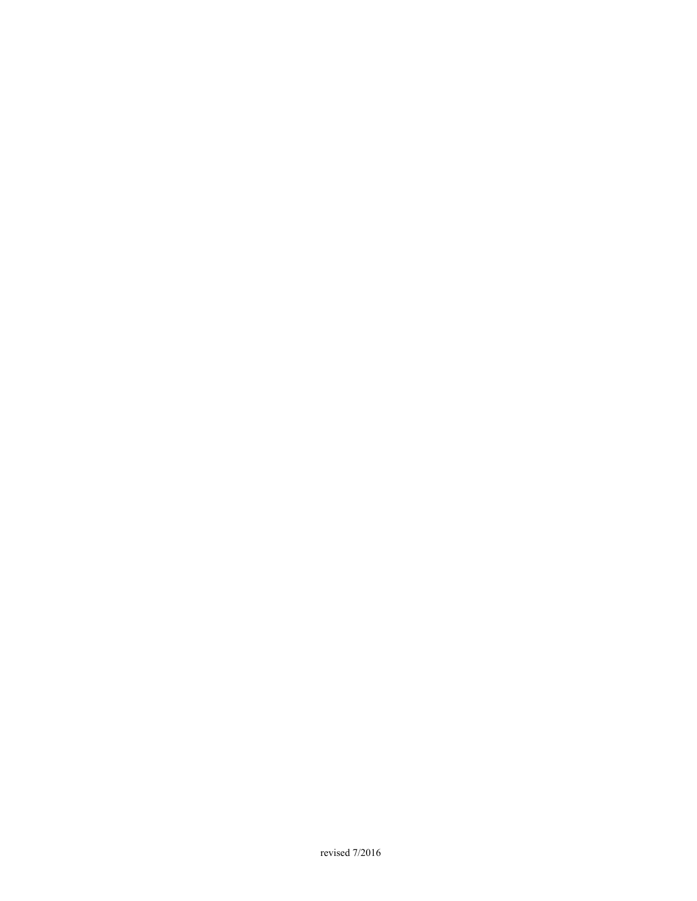revised 7/2016